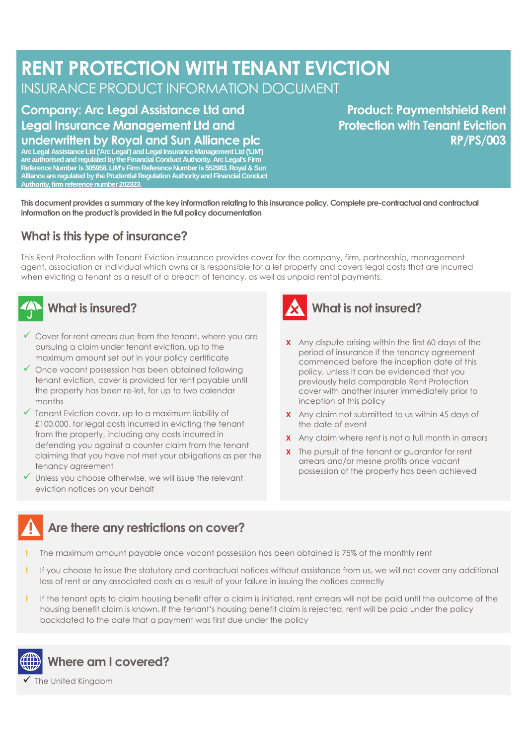# RENT PROTECTION WITH TENANT EVICTION

INSURANCE PRODUCT INFORMATION DOCUMENT

## Company: Arc Legal Assistance Ltd and Legal Insurance Management Ltd and underwritten by Royal and Sun Alliance plc

**Arc Legal Assistance Ltd ('Arc Legal') and Legal Insurance Management Ltd ('LIM') are authorised and regulated by the Financial Conduct Authority. Arc Legal's Firm Reference Number is 305958. LIM's Firm Reference Number is 552983. Royal & Sun Alliance are regulated by the Prudential Regulation Authority and Financial Conduct Authority, firm reference number 202323.**

## Product: Paymentshield Rent Protection with Tenant Eviction RP/PS/003

**This document provides a summary of the key information relating to this insurance policy. Complete pre-contractual and contractual information on the product is provided in the full policy documentation**

## What is this type of insurance?

This Rent Protection with Tenant Eviction insurance provides cover for the company, firm, partnership, management agent, association or individual which owns or is responsible for a let property and covers legal costs that are incurred when evicting a tenant as a result of a breach of tenancy, as well as unpaid rental payments.

## What is insured?

- ✓ Cover for rent arrears due from the tenant, where you are pursuing a claim under tenant eviction, up to the maximum amount set out in your policy certificate
- ✓ Once vacant possession has been obtained following tenant eviction, cover is provided for rent payable until the property has been re-let, for up to two calendar months
- ✓ Tenant Eviction cover, up to a maximum liability of £100,000, for legal costs incurred in evicting the tenant from the property, including any costs incurred in defending you against a counter claim from the tenant claiming that you have not met your obligations as per the tenancy agreement
- ✓ Unless you choose otherwise, we will issue the relevant eviction notices on your behalf

## What is not insured?

- x Any dispute arising within the first 60 days of the period of insurance if the tenancy agreement commenced before the inception date of this policy, unless it can be evidenced that you previously held comparable Rent Protection cover with another insurer immediately prior to inception of this policy
- x Any claim not submitted to us within 45 days of the date of event
- x Any claim where rent is not a full month in arrears
- x The pursuit of the tenant or guarantor for rent arrears and/or mesne profits once vacant possession of the property has been achieved

## Are there any restrictions on cover?

- ! The maximum amount payable once vacant possession has been obtained is 75% of the monthly rent
- ! If you choose to issue the statutory and contractual notices without assistance from us, we will not cover any additional loss of rent or any associated costs as a result of your failure in issuing the notices correctly
- ! If the tenant opts to claim housing benefit after a claim is initiated, rent arrears will not be paid until the outcome of the housing benefit claim is known. If the tenant's housing benefit claim is rejected, rent will be paid under the policy backdated to the date that a payment was first due under the policy

## Where am I covered?

- ✓ The United Kingdom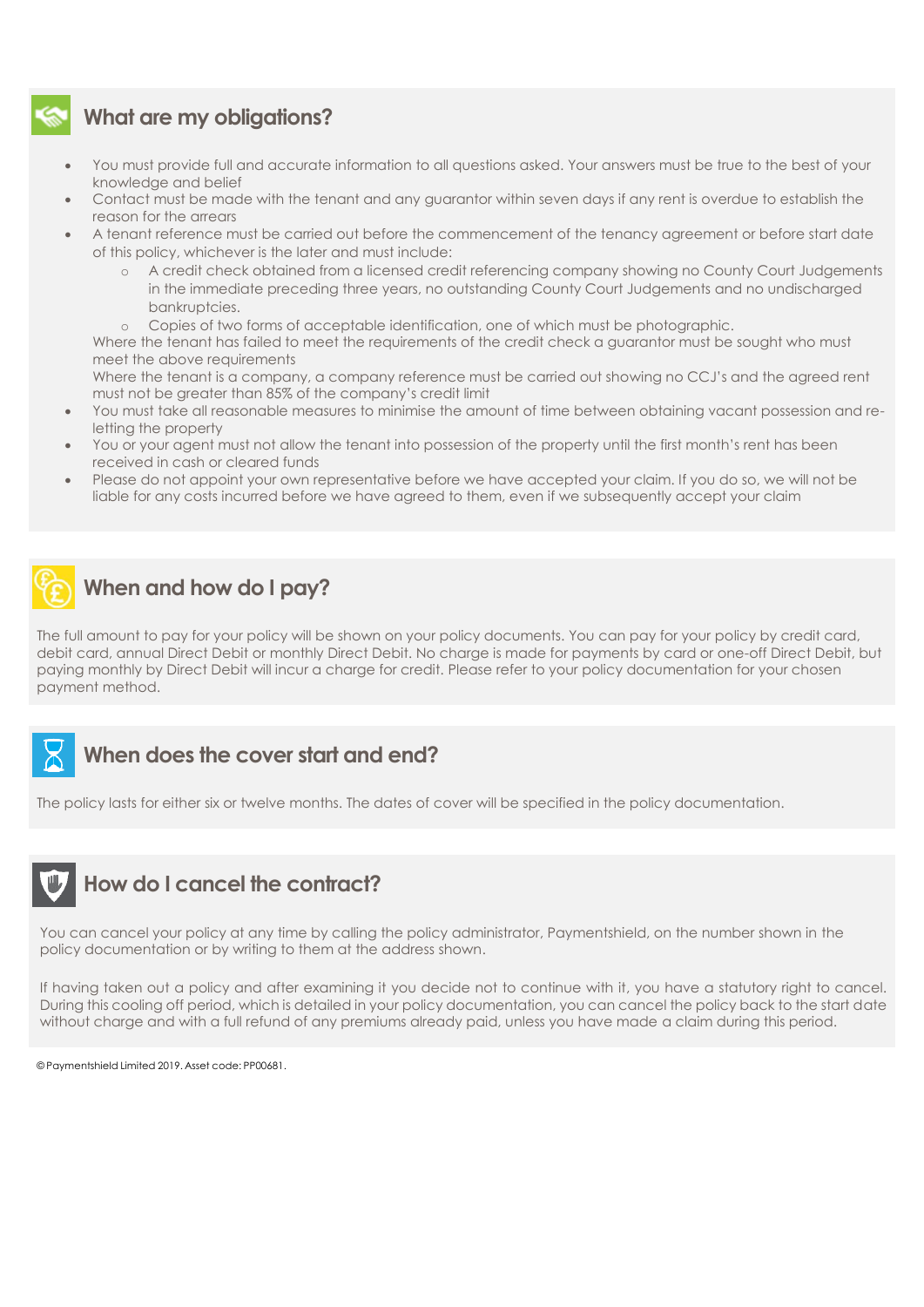## What are my obligations?

- You must provide full and accurate information to all questions asked. Your answers must be true to the best of your knowledge and belief
- Contact must be made with the tenant and any guarantor within seven days if any rent is overdue to establish the reason for the arrears
- A tenant reference must be carried out before the commencement of the tenancy agreement or before start date of this policy, whichever is the later and must include:
  - A credit check obtained from a licensed credit referencing company showing no County Court Judgements in the immediate preceding three years, no outstanding County Court Judgements and no undischarged bankruptcies.
  - Copies of two forms of acceptable identification, one of which must be photographic.

  Where the tenant has failed to meet the requirements of the credit check a guarantor must be sought who must meet the above requirements

  Where the tenant is a company, a company reference must be carried out showing no CCJ's and the agreed rent must not be greater than 85% of the company's credit limit
- You must take all reasonable measures to minimise the amount of time between obtaining vacant possession and re-letting the property
- You or your agent must not allow the tenant into possession of the property until the first month's rent has been received in cash or cleared funds
- Please do not appoint your own representative before we have accepted your claim. If you do so, we will not be liable for any costs incurred before we have agreed to them, even if we subsequently accept your claim

## When and how do I pay?

The full amount to pay for your policy will be shown on your policy documents. You can pay for your policy by credit card, debit card, annual Direct Debit or monthly Direct Debit. No charge is made for payments by card or one-off Direct Debit, but paying monthly by Direct Debit will incur a charge for credit. Please refer to your policy documentation for your chosen payment method.

## When does the cover start and end?

The policy lasts for either six or twelve months. The dates of cover will be specified in the policy documentation.

## How do I cancel the contract?

You can cancel your policy at any time by calling the policy administrator, Paymentshield, on the number shown in the policy documentation or by writing to them at the address shown.

If having taken out a policy and after examining it you decide not to continue with it, you have a statutory right to cancel. During this cooling off period, which is detailed in your policy documentation, you can cancel the policy back to the start date without charge and with a full refund of any premiums already paid, unless you have made a claim during this period.

© Paymentshield Limited 2019. Asset code: PP00681.